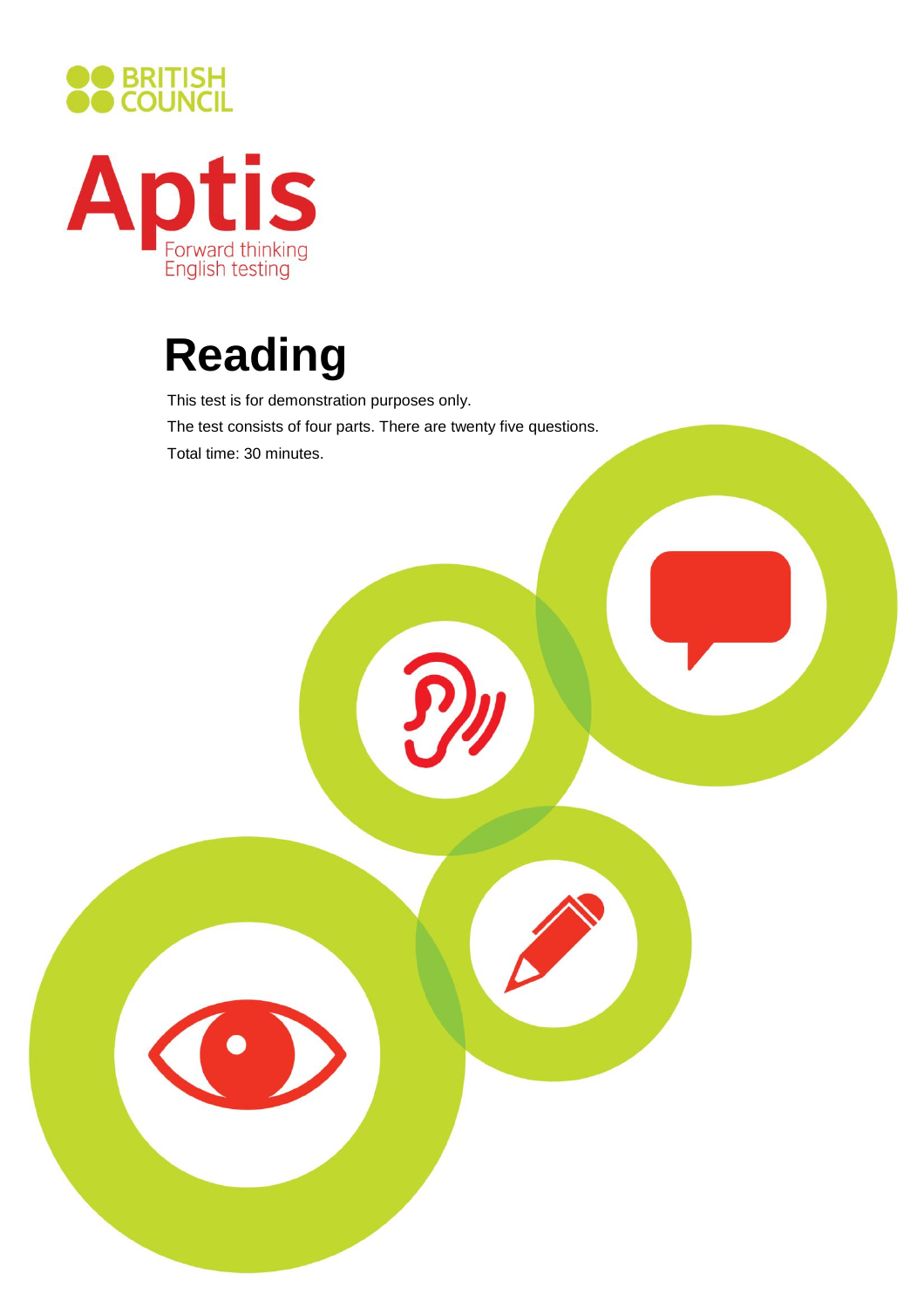BRITISH COUNCIL

Aptis

Forward thinking English testing

# Reading

This test is for demonstration purposes only.

The test consists of four parts. There are twenty five questions.

Total time: 30 minutes.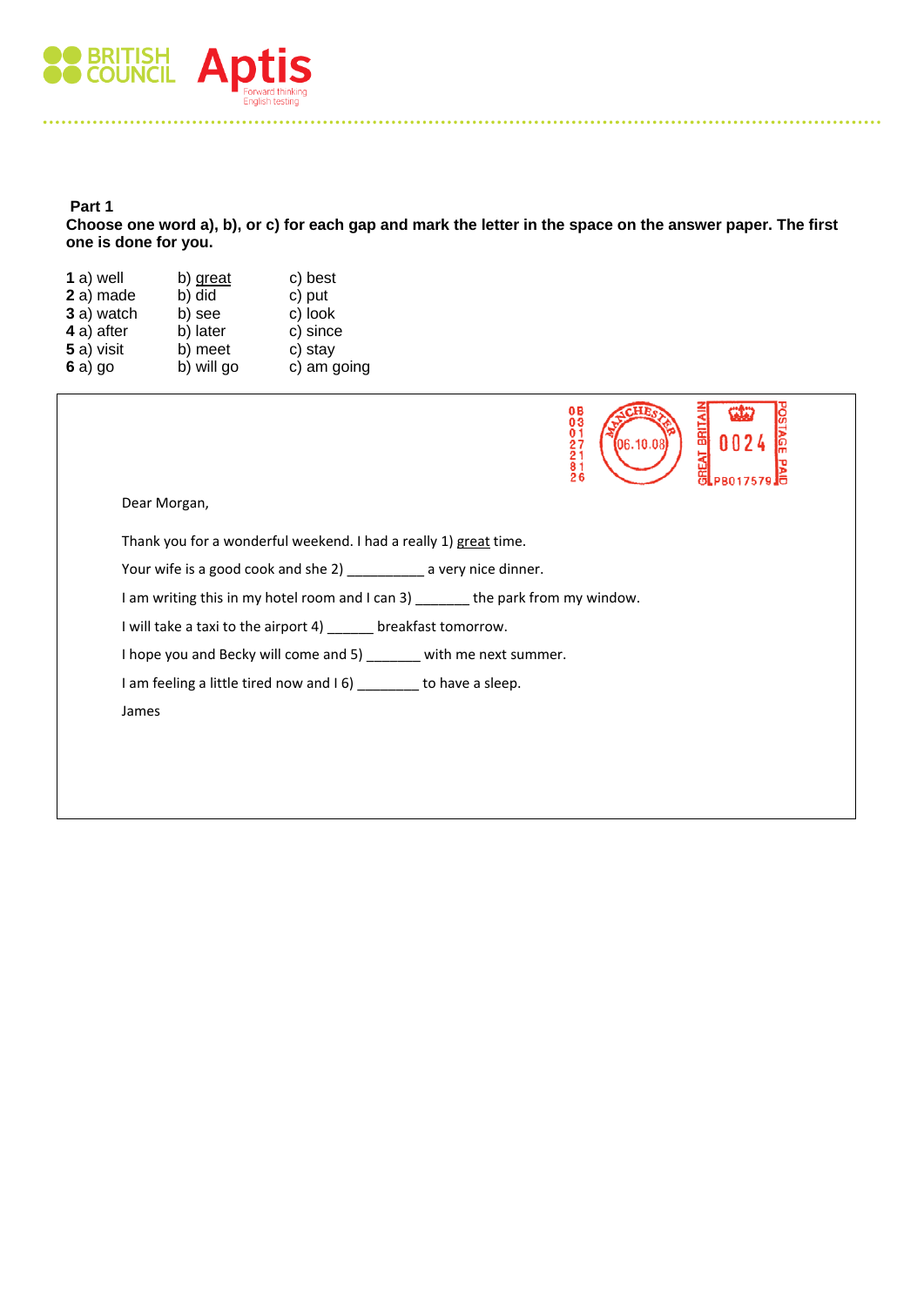## Part 1

**Choose one word a), b), or c) for each gap and mark the letter in the space on the answer paper. The first one is done for you.**

| | | |
|---|---|---|
| **1** a) well | b) <u>great</u> | c) best |
| **2** a) made | b) did | c) put |
| **3** a) watch | b) see | c) look |
| **4** a) after | b) later | c) since |
| **5** a) visit | b) meet | c) stay |
| **6** a) go | b) will go | c) am going |

Dear Morgan,

Thank you for a wonderful weekend. I had a really 1) <u>great</u> time.

Your wife is a good cook and she 2) __________ a very nice dinner.

I am writing this in my hotel room and I can 3) _______ the park from my window.

I will take a taxi to the airport 4) ______ breakfast tomorrow.

I hope you and Becky will come and 5) _______ with me next summer.

I am feeling a little tired now and I 6) ________ to have a sleep.

James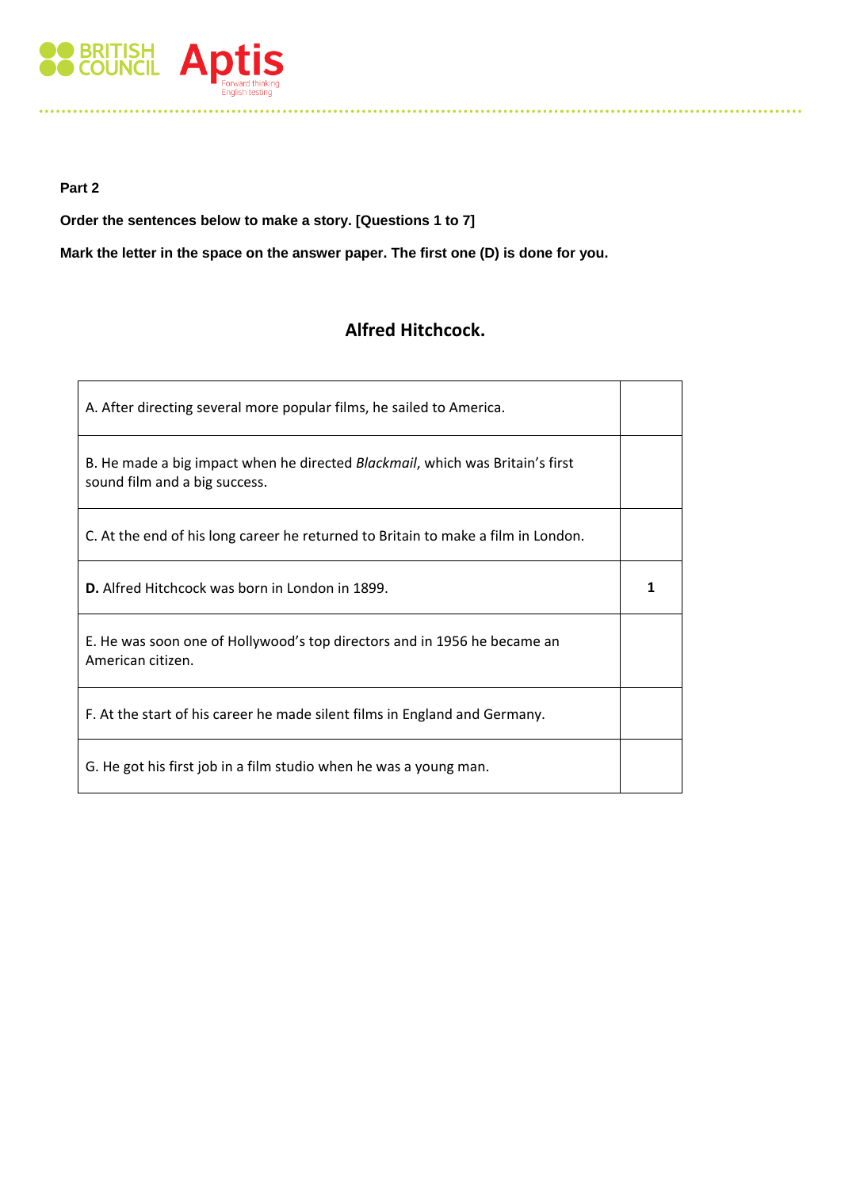**Part 2**

**Order the sentences below to make a story. [Questions 1 to 7]**

**Mark the letter in the space on the answer paper. The first one (D) is done for you.**

## Alfred Hitchcock.

| | |
|---|---|
| A. After directing several more popular films, he sailed to America. | |
| B. He made a big impact when he directed *Blackmail*, which was Britain's first sound film and a big success. | |
| C. At the end of his long career he returned to Britain to make a film in London. | |
| **D.** Alfred Hitchcock was born in London in 1899. | **1** |
| E. He was soon one of Hollywood's top directors and in 1956 he became an American citizen. | |
| F. At the start of his career he made silent films in England and Germany. | |
| G. He got his first job in a film studio when he was a young man. | |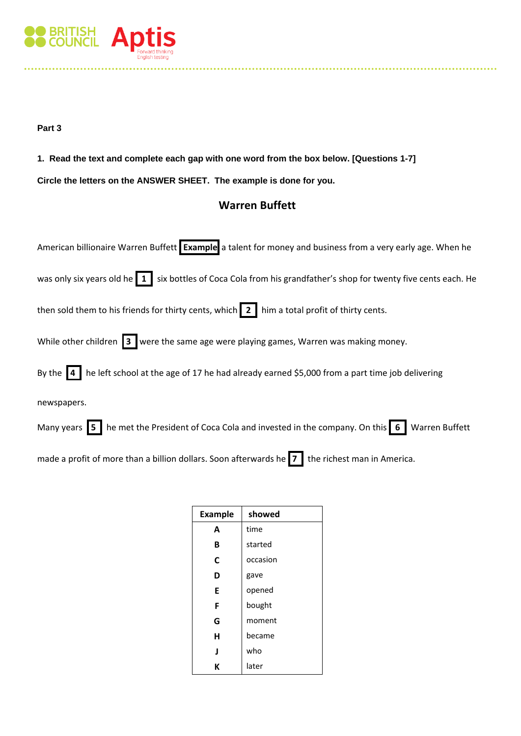**Part 3**

**1. Read the text and complete each gap with one word from the box below. [Questions 1-7]**

**Circle the letters on the ANSWER SHEET. The example is done for you.**

## Warren Buffett

American billionaire Warren Buffett **[Example]** a talent for money and business from a very early age. When he was only six years old he **[1]** six bottles of Coca Cola from his grandfather's shop for twenty five cents each. He then sold them to his friends for thirty cents, which **[2]** him a total profit of thirty cents.

While other children **[3]** were the same age were playing games, Warren was making money.

By the **[4]** he left school at the age of 17 he had already earned $5,000 from a part time job delivering newspapers.

Many years **[5]** he met the President of Coca Cola and invested in the company. On this **[6]** Warren Buffett made a profit of more than a billion dollars. Soon afterwards he **[7]** the richest man in America.

| Example | showed |
|---|---|
| A | time |
| B | started |
| C | occasion |
| D | gave |
| E | opened |
| F | bought |
| G | moment |
| H | became |
| J | who |
| K | later |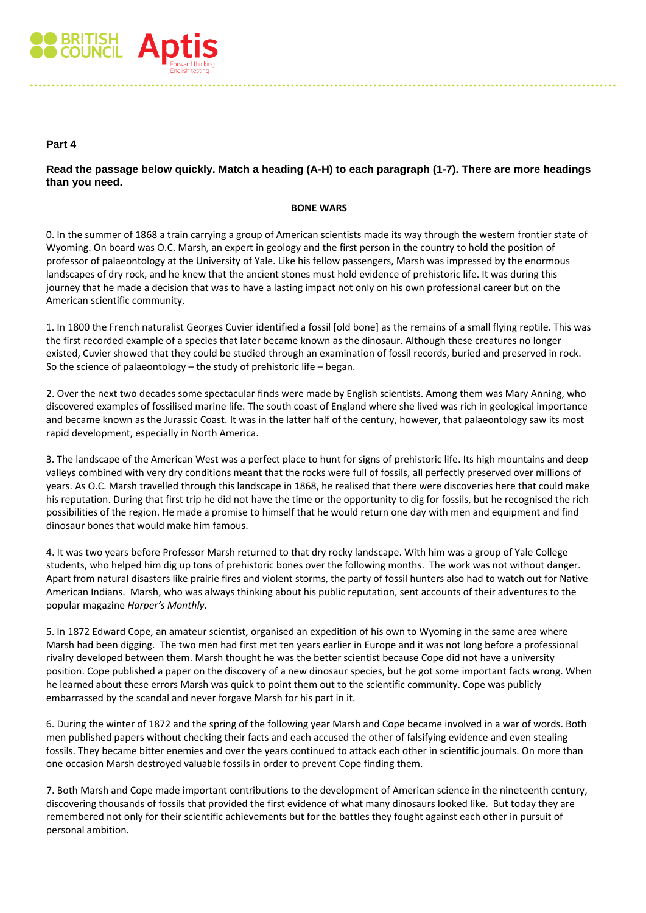## Part 4

**Read the passage below quickly. Match a heading (A-H) to each paragraph (1-7). There are more headings than you need.**

**BONE WARS**

0. In the summer of 1868 a train carrying a group of American scientists made its way through the western frontier state of Wyoming. On board was O.C. Marsh, an expert in geology and the first person in the country to hold the position of professor of palaeontology at the University of Yale. Like his fellow passengers, Marsh was impressed by the enormous landscapes of dry rock, and he knew that the ancient stones must hold evidence of prehistoric life. It was during this journey that he made a decision that was to have a lasting impact not only on his own professional career but on the American scientific community.

1. In 1800 the French naturalist Georges Cuvier identified a fossil [old bone] as the remains of a small flying reptile. This was the first recorded example of a species that later became known as the dinosaur. Although these creatures no longer existed, Cuvier showed that they could be studied through an examination of fossil records, buried and preserved in rock. So the science of palaeontology – the study of prehistoric life – began.

2. Over the next two decades some spectacular finds were made by English scientists. Among them was Mary Anning, who discovered examples of fossilised marine life. The south coast of England where she lived was rich in geological importance and became known as the Jurassic Coast. It was in the latter half of the century, however, that palaeontology saw its most rapid development, especially in North America.

3. The landscape of the American West was a perfect place to hunt for signs of prehistoric life. Its high mountains and deep valleys combined with very dry conditions meant that the rocks were full of fossils, all perfectly preserved over millions of years. As O.C. Marsh travelled through this landscape in 1868, he realised that there were discoveries here that could make his reputation. During that first trip he did not have the time or the opportunity to dig for fossils, but he recognised the rich possibilities of the region. He made a promise to himself that he would return one day with men and equipment and find dinosaur bones that would make him famous.

4. It was two years before Professor Marsh returned to that dry rocky landscape. With him was a group of Yale College students, who helped him dig up tons of prehistoric bones over the following months. The work was not without danger. Apart from natural disasters like prairie fires and violent storms, the party of fossil hunters also had to watch out for Native American Indians. Marsh, who was always thinking about his public reputation, sent accounts of their adventures to the popular magazine *Harper's Monthly*.

5. In 1872 Edward Cope, an amateur scientist, organised an expedition of his own to Wyoming in the same area where Marsh had been digging. The two men had first met ten years earlier in Europe and it was not long before a professional rivalry developed between them. Marsh thought he was the better scientist because Cope did not have a university position. Cope published a paper on the discovery of a new dinosaur species, but he got some important facts wrong. When he learned about these errors Marsh was quick to point them out to the scientific community. Cope was publicly embarrassed by the scandal and never forgave Marsh for his part in it.

6. During the winter of 1872 and the spring of the following year Marsh and Cope became involved in a war of words. Both men published papers without checking their facts and each accused the other of falsifying evidence and even stealing fossils. They became bitter enemies and over the years continued to attack each other in scientific journals. On more than one occasion Marsh destroyed valuable fossils in order to prevent Cope finding them.

7. Both Marsh and Cope made important contributions to the development of American science in the nineteenth century, discovering thousands of fossils that provided the first evidence of what many dinosaurs looked like. But today they are remembered not only for their scientific achievements but for the battles they fought against each other in pursuit of personal ambition.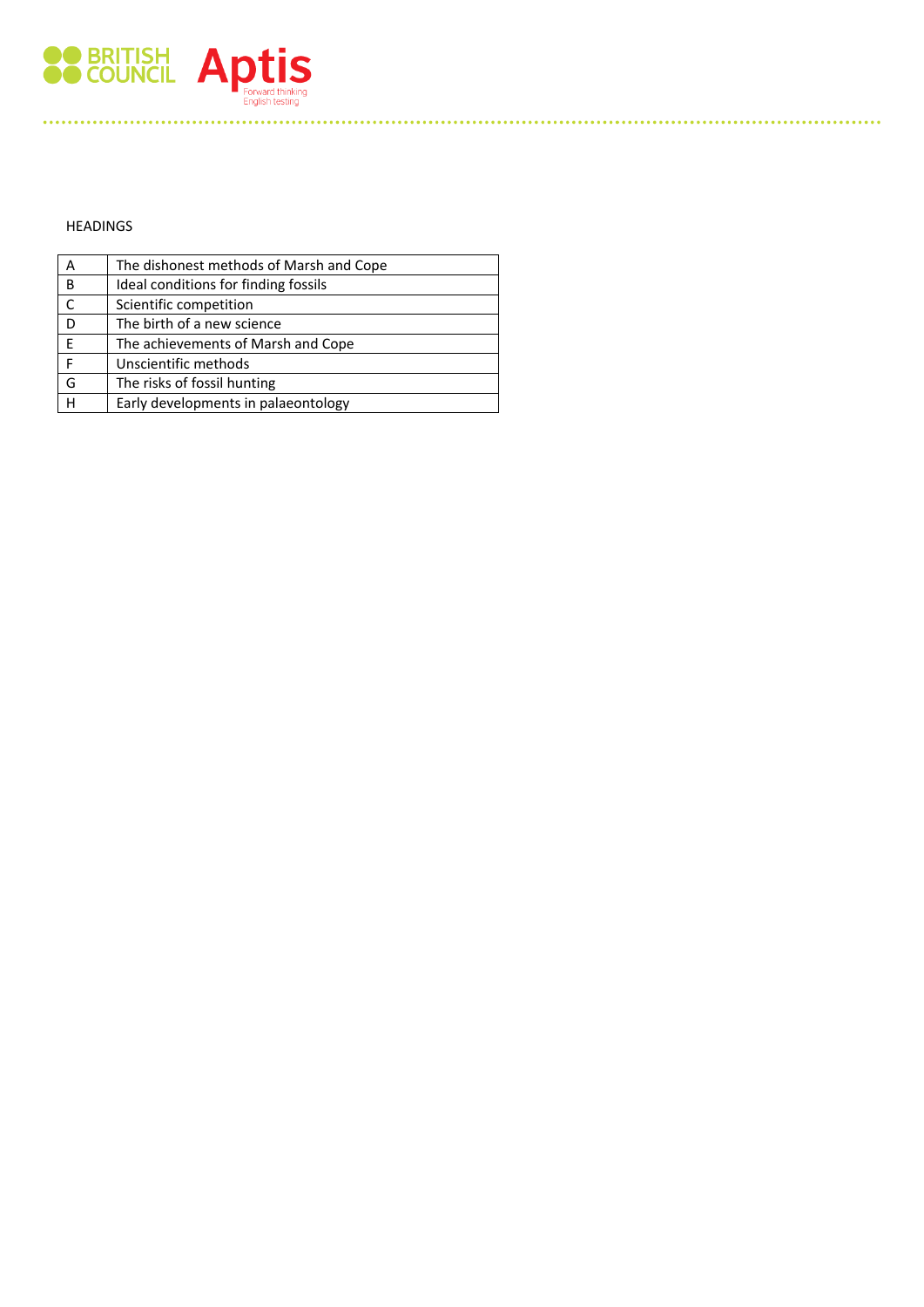HEADINGS

| | |
|---|---|
| A | The dishonest methods of Marsh and Cope |
| B | Ideal conditions for finding fossils |
| C | Scientific competition |
| D | The birth of a new science |
| E | The achievements of Marsh and Cope |
| F | Unscientific methods |
| G | The risks of fossil hunting |
| H | Early developments in palaeontology |